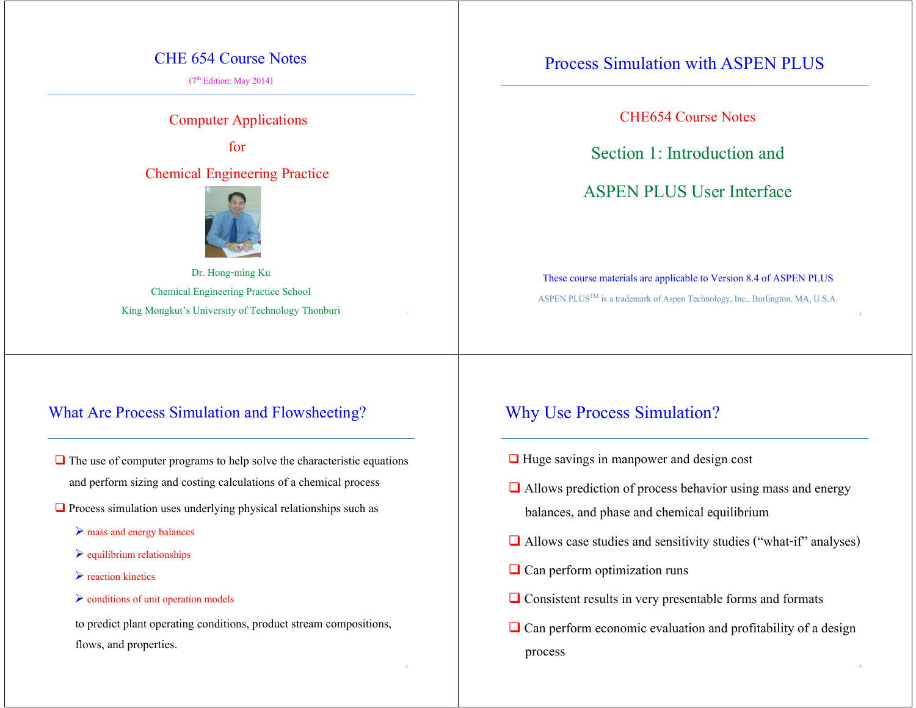# CHE 654 Course Notes

(7th Edition: May 2014)

## Computer Applications

## for

## Chemical Engineering Practice

Dr. Hong-ming Ku

Chemical Engineering Practice School

King Mongkut's University of Technology Thonburi

# Process Simulation with ASPEN PLUS

CHE654 Course Notes

## Section 1: Introduction and

## ASPEN PLUS User Interface

These course materials are applicable to Version 8.4 of ASPEN PLUS

ASPEN PLUS™ is a trademark of Aspen Technology, Inc., Burlington, MA, U.S.A.

## What Are Process Simulation and Flowsheeting?

- The use of computer programs to help solve the characteristic equations and perform sizing and costing calculations of a chemical process
- Process simulation uses underlying physical relationships such as
  - mass and energy balances
  - equilibrium relationships
  - reaction kinetics
  - conditions of unit operation models

  to predict plant operating conditions, product stream compositions, flows, and properties.

## Why Use Process Simulation?

- Huge savings in manpower and design cost
- Allows prediction of process behavior using mass and energy balances, and phase and chemical equilibrium
- Allows case studies and sensitivity studies ("what-if" analyses)
- Can perform optimization runs
- Consistent results in very presentable forms and formats
- Can perform economic evaluation and profitability of a design process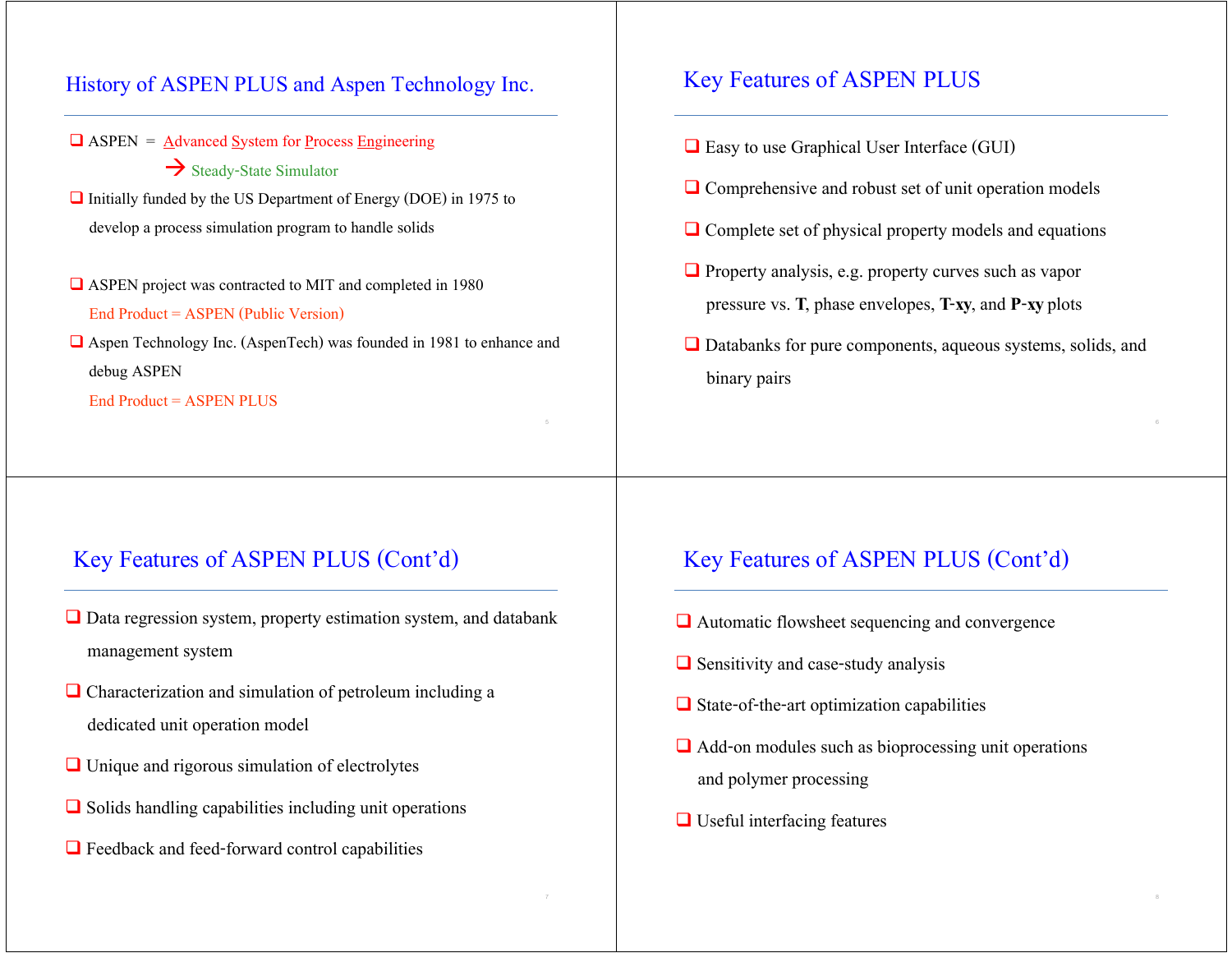## History of ASPEN PLUS and Aspen Technology Inc.

- ASPEN = Advanced System for Process Engineering
  → Steady-State Simulator
- Initially funded by the US Department of Energy (DOE) in 1975 to develop a process simulation program to handle solids
- ASPEN project was contracted to MIT and completed in 1980
  End Product = ASPEN (Public Version)
- Aspen Technology Inc. (AspenTech) was founded in 1981 to enhance and debug ASPEN
  End Product = ASPEN PLUS

## Key Features of ASPEN PLUS

- Easy to use Graphical User Interface (GUI)
- Comprehensive and robust set of unit operation models
- Complete set of physical property models and equations
- Property analysis, e.g. property curves such as vapor pressure vs. **T**, phase envelopes, **T**-**xy**, and **P**-**xy** plots
- Databanks for pure components, aqueous systems, solids, and binary pairs

## Key Features of ASPEN PLUS (Cont'd)

- Data regression system, property estimation system, and databank management system
- Characterization and simulation of petroleum including a dedicated unit operation model
- Unique and rigorous simulation of electrolytes
- Solids handling capabilities including unit operations
- Feedback and feed-forward control capabilities

## Key Features of ASPEN PLUS (Cont'd)

- Automatic flowsheet sequencing and convergence
- Sensitivity and case-study analysis
- State-of-the-art optimization capabilities
- Add-on modules such as bioprocessing unit operations and polymer processing
- Useful interfacing features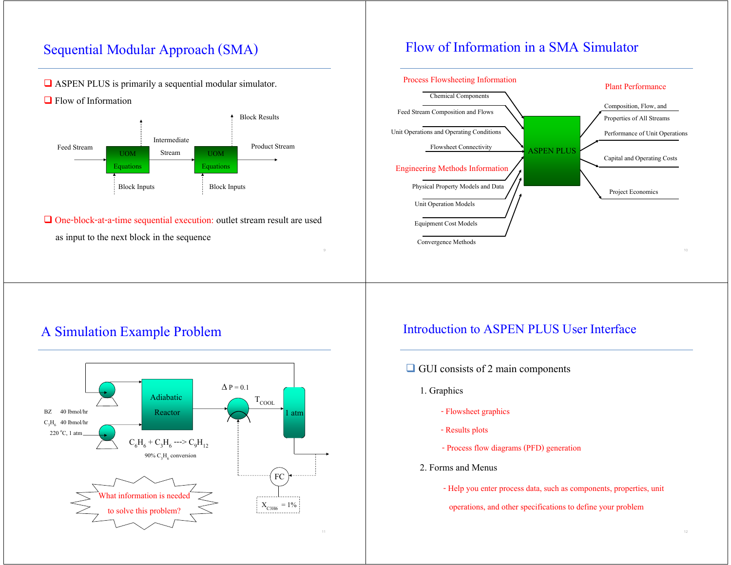## Sequential Modular Approach (SMA)

- ASPEN PLUS is primarily a sequential modular simulator.
- Flow of Information

Feed Stream → UOM Equations → Intermediate Stream → UOM Equations → Product Stream

Block Inputs (into each block), Block Results (out of each block)

- One-block-at-a-time sequential execution: outlet stream result are used as input to the next block in the sequence

## Flow of Information in a SMA Simulator

**Process Flowsheeting Information**

- Chemical Components
- Feed Stream Composition and Flows
- Unit Operations and Operating Conditions
- Flowsheet Connectivity

**Engineering Methods Information**

- Physical Property Models and Data
- Unit Operation Models
- Equipment Cost Models
- Convergence Methods

→ ASPEN PLUS →

**Plant Performance**

- Composition, Flow, and Properties of All Streams
- Performance of Unit Operations
- Capital and Operating Costs
- Project Economics

## A Simulation Example Problem

BZ 40 lbmol/hr

$C_3H_6$ 40 lbmol/hr

220 °C, 1 atm

Adiabatic Reactor

$C_6H_6 + C_3H_6 \text{ ---> } C_9H_{12}$

90% $C_3H_6$ conversion

$\Delta$ P = 0.1

$T_{COOL}$

1 atm

FC

$X_{C3H6}$ = 1%

What information is needed to solve this problem?

## Introduction to ASPEN PLUS User Interface

- GUI consists of 2 main components

  1. Graphics
     - Flowsheet graphics
     - Results plots
     - Process flow diagrams (PFD) generation
  2. Forms and Menus
     - Help you enter process data, such as components, properties, unit operations, and other specifications to define your problem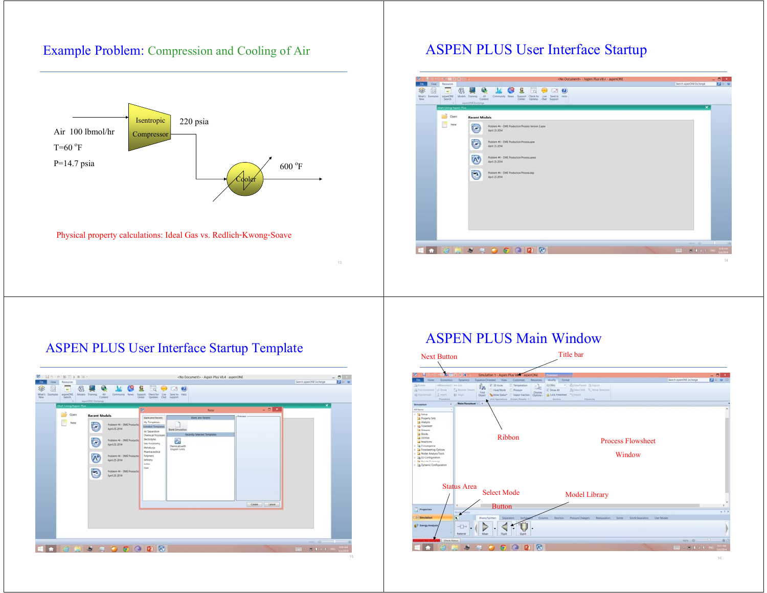## Example Problem: Compression and Cooling of Air

Air 100 lbmol/hr

T=60 °F

P=14.7 psia

Isentropic Compressor

220 psia

Cooler

600 °F

Physical property calculations: Ideal Gas vs. Redlich-Kwong-Soave

## ASPEN PLUS User Interface Startup

## ASPEN PLUS User Interface Startup Template

## ASPEN PLUS Main Window

Next Button

Title bar

Ribbon

Process Flowsheet Window

Status Area

Select Mode Button

Model Library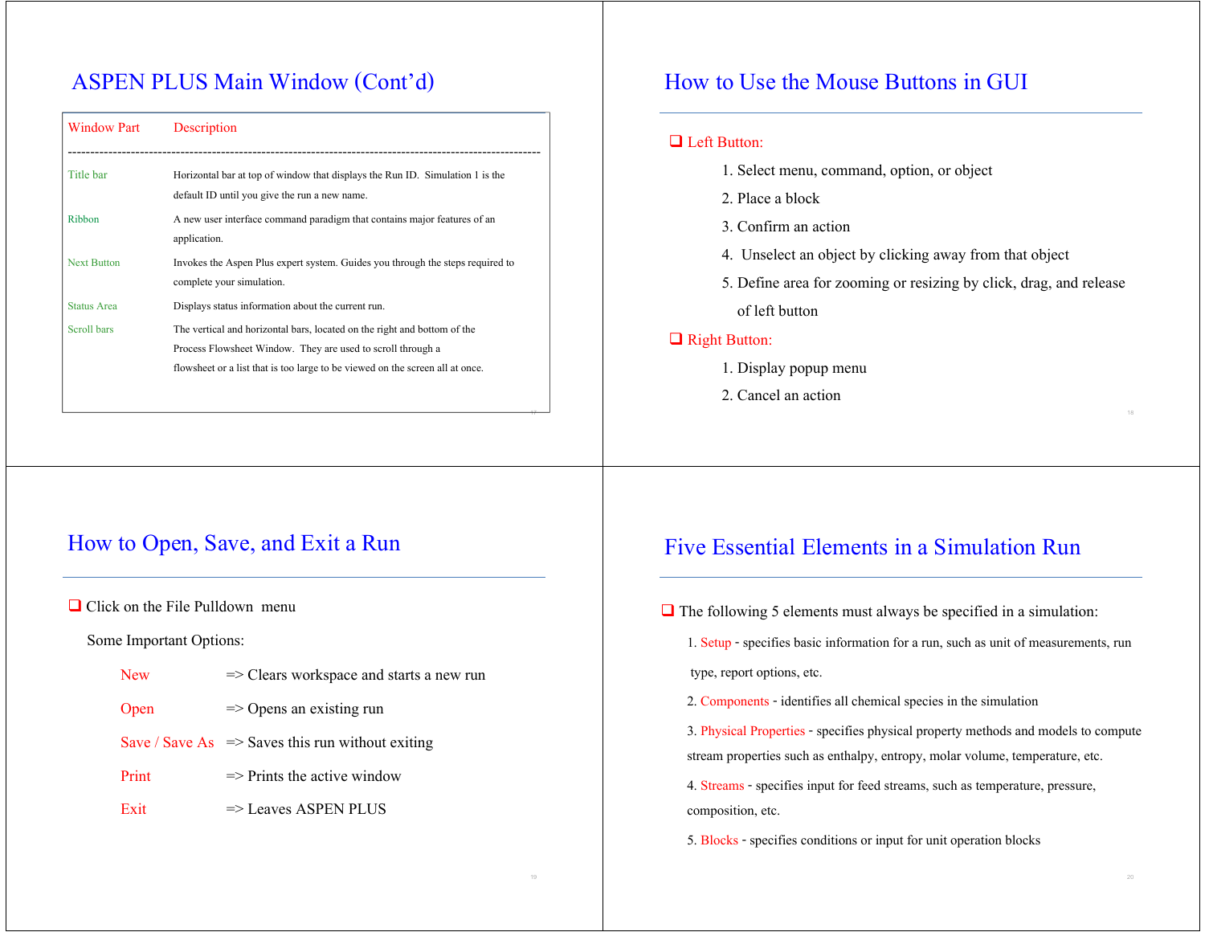## ASPEN PLUS Main Window (Cont'd)

| Window Part | Description |
| --- | --- |
| Title bar | Horizontal bar at top of window that displays the Run ID. Simulation 1 is the default ID until you give the run a new name. |
| Ribbon | A new user interface command paradigm that contains major features of an application. |
| Next Button | Invokes the Aspen Plus expert system. Guides you through the steps required to complete your simulation. |
| Status Area | Displays status information about the current run. |
| Scroll bars | The vertical and horizontal bars, located on the right and bottom of the Process Flowsheet Window. They are used to scroll through a flowsheet or a list that is too large to be viewed on the screen all at once. |

## How to Use the Mouse Buttons in GUI

- Left Button:
  1. Select menu, command, option, or object
  2. Place a block
  3. Confirm an action
  4. Unselect an object by clicking away from that object
  5. Define area for zooming or resizing by click, drag, and release of left button
- Right Button:
  1. Display popup menu
  2. Cancel an action

## How to Open, Save, and Exit a Run

- Click on the File Pulldown menu

  Some Important Options:

  New => Clears workspace and starts a new run

  Open => Opens an existing run

  Save / Save As => Saves this run without exiting

  Print => Prints the active window

  Exit => Leaves ASPEN PLUS

## Five Essential Elements in a Simulation Run

- The following 5 elements must always be specified in a simulation:
  1. Setup - specifies basic information for a run, such as unit of measurements, run type, report options, etc.
  2. Components - identifies all chemical species in the simulation
  3. Physical Properties - specifies physical property methods and models to compute stream properties such as enthalpy, entropy, molar volume, temperature, etc.
  4. Streams - specifies input for feed streams, such as temperature, pressure, composition, etc.
  5. Blocks - specifies conditions or input for unit operation blocks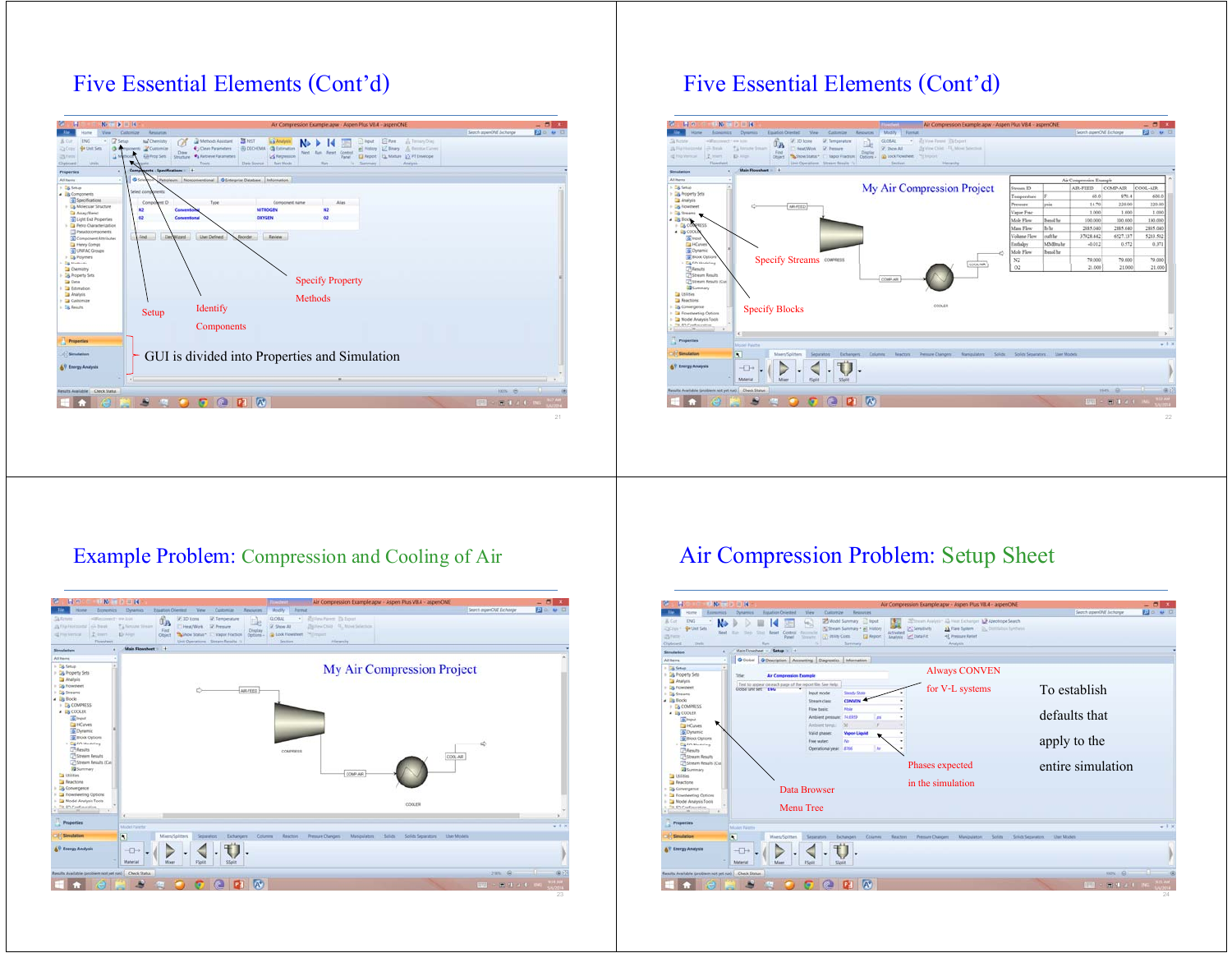# Five Essential Elements (Cont'd)

Specify Property Methods

Setup

Identify Components

GUI is divided into Properties and Simulation

# Five Essential Elements (Cont'd)

My Air Compression Project

Specify Streams

Specify Blocks

# Example Problem: Compression and Cooling of Air

My Air Compression Project

# Air Compression Problem: Setup Sheet

Always CONVEN for V-L systems

Phases expected in the simulation

Data Browser Menu Tree

To establish defaults that apply to the entire simulation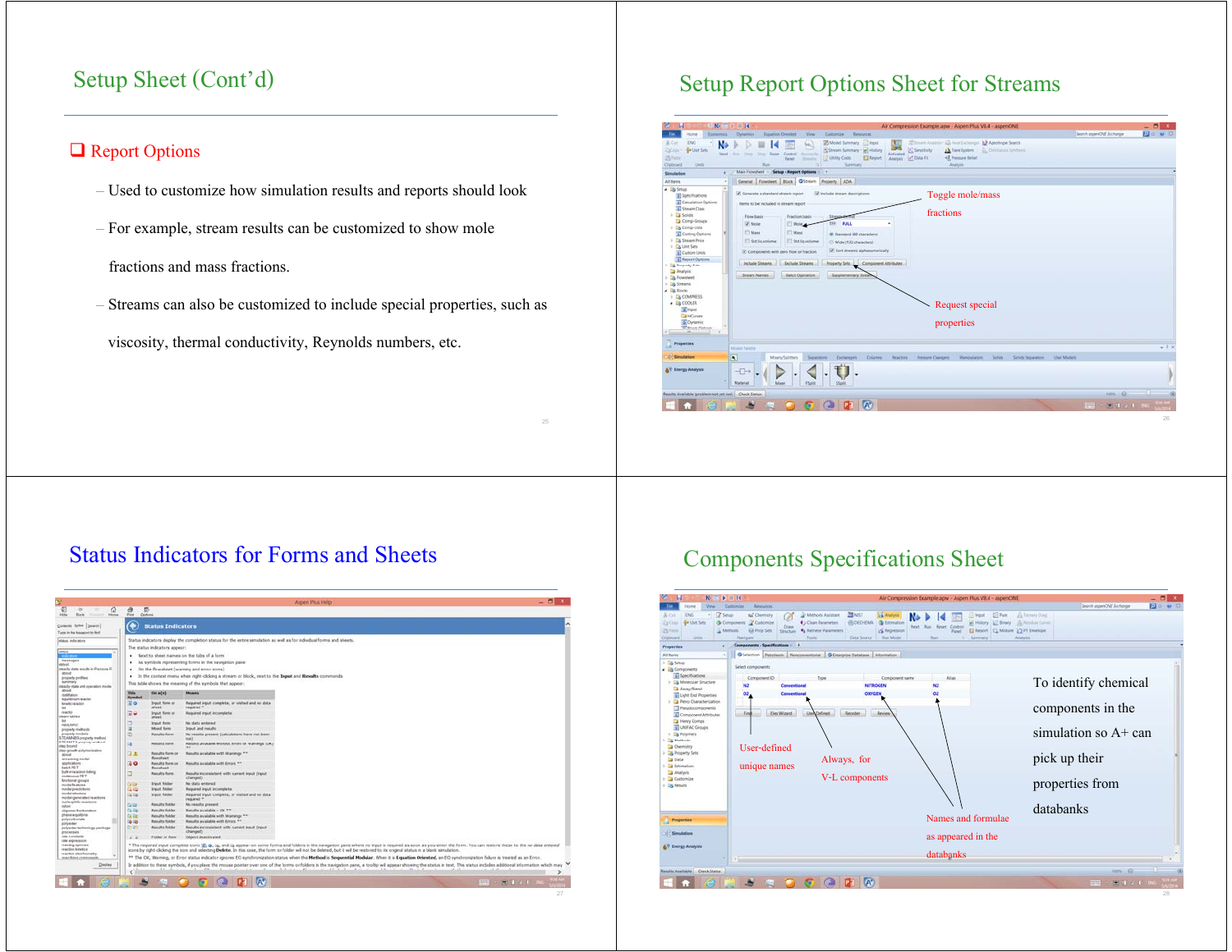## Setup Sheet (Cont'd)

- Report Options
  - Used to customize how simulation results and reports should look
  - For example, stream results can be customized to show mole fractions and mass fractions.
  - Streams can also be customized to include special properties, such as viscosity, thermal conductivity, Reynolds numbers, etc.

## Setup Report Options Sheet for Streams

Toggle mole/mass fractions

Request special properties

## Status Indicators for Forms and Sheets

## Components Specifications Sheet

User-defined unique names

Always, for V-L components

Names and formulae as appeared in the databanks

To identify chemical components in the simulation so A+ can pick up their properties from databanks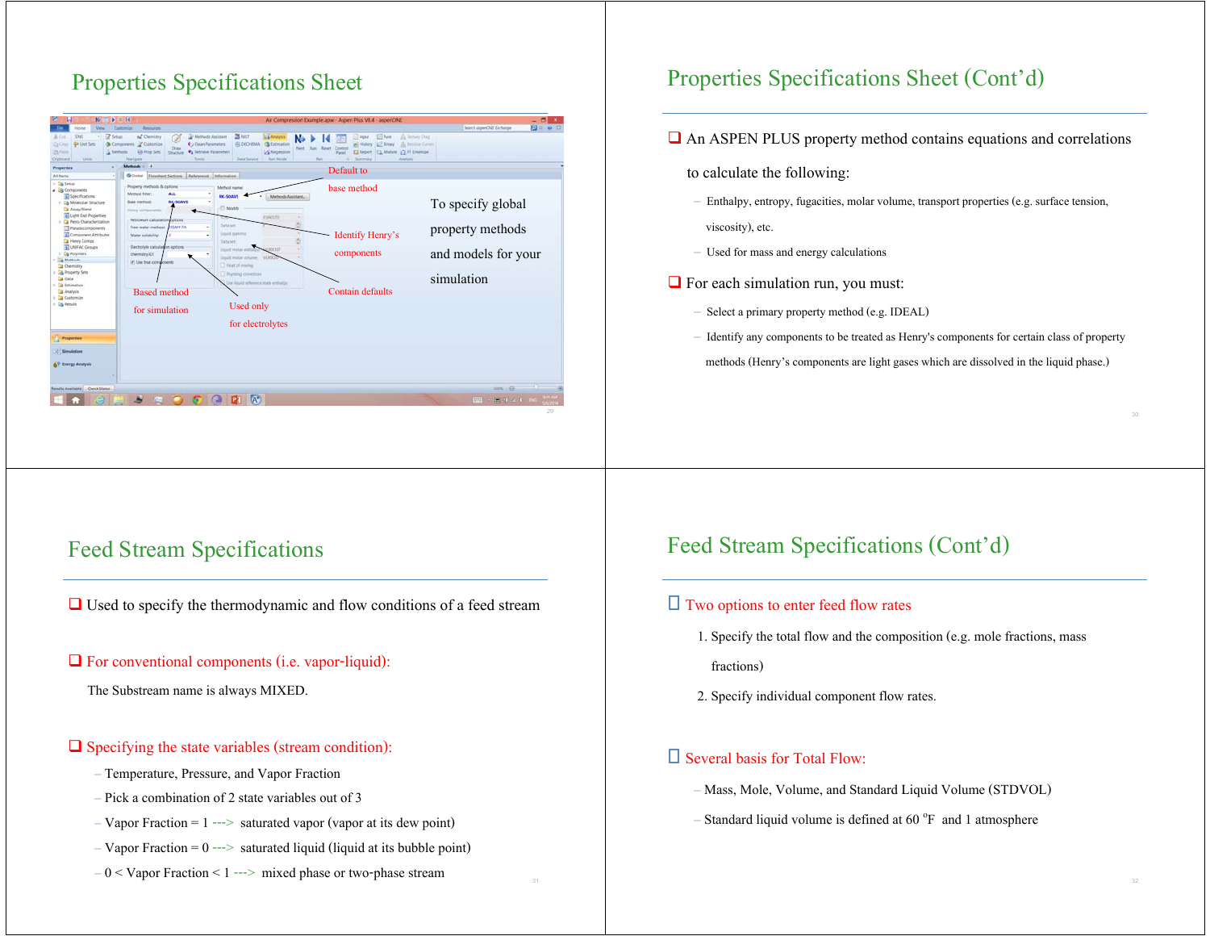## Properties Specifications Sheet

Default to base method

Identify Henry's components

Based method for simulation

Used only for electrolytes

Contain defaults

To specify global property methods and models for your simulation

## Properties Specifications Sheet (Cont'd)

- An ASPEN PLUS property method contains equations and correlations to calculate the following:
  - Enthalpy, entropy, fugacities, molar volume, transport properties (e.g. surface tension, viscosity), etc.
  - Used for mass and energy calculations
- For each simulation run, you must:
  - Select a primary property method (e.g. IDEAL)
  - Identify any components to be treated as Henry's components for certain class of property methods (Henry's components are light gases which are dissolved in the liquid phase.)

## Feed Stream Specifications

- Used to specify the thermodynamic and flow conditions of a feed stream
- For conventional components (i.e. vapor-liquid):

  The Substream name is always MIXED.

- Specifying the state variables (stream condition):
  - Temperature, Pressure, and Vapor Fraction
  - Pick a combination of 2 state variables out of 3
  - Vapor Fraction = 1 ---> saturated vapor (vapor at its dew point)
  - Vapor Fraction = 0 ---> saturated liquid (liquid at its bubble point)
  - 0 < Vapor Fraction < 1 ---> mixed phase or two-phase stream

## Feed Stream Specifications (Cont'd)

- Two options to enter feed flow rates
  1. Specify the total flow and the composition (e.g. mole fractions, mass fractions)
  2. Specify individual component flow rates.
- Several basis for Total Flow:
  - Mass, Mole, Volume, and Standard Liquid Volume (STDVOL)
  - Standard liquid volume is defined at 60 $^{o}$F and 1 atmosphere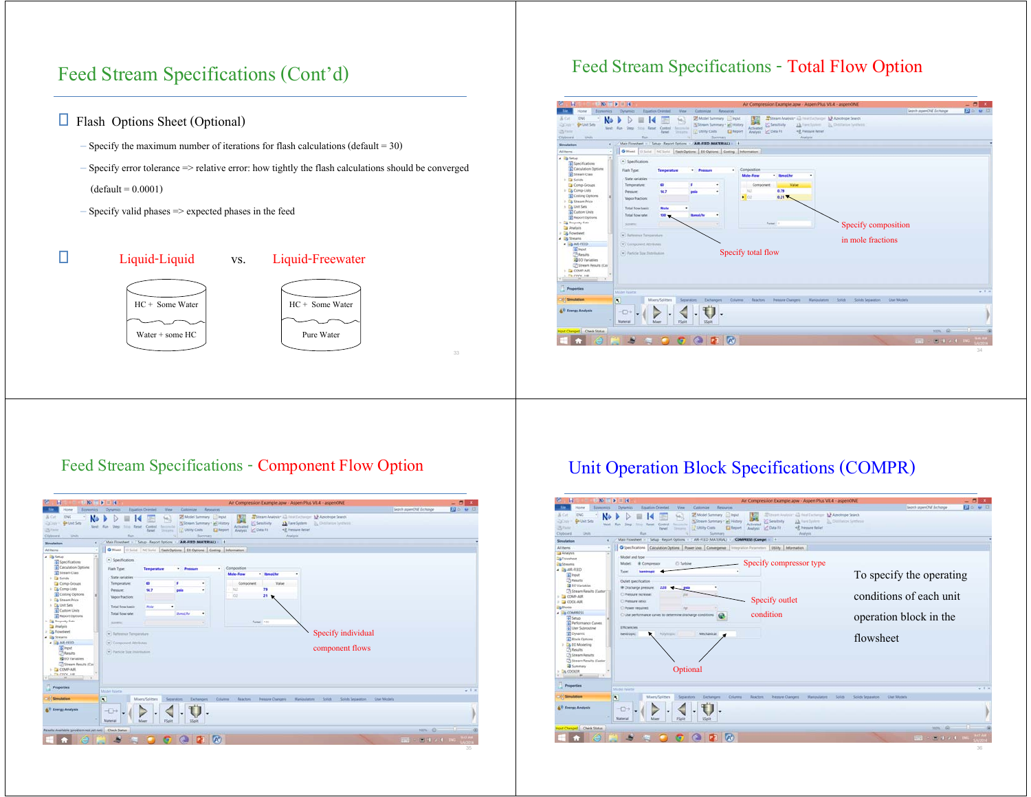## Feed Stream Specifications (Cont'd)

- Flash Options Sheet (Optional)
  - Specify the maximum number of iterations for flash calculations (default = 30)
  - Specify error tolerance => relative error: how tightly the flash calculations should be converged (default = 0.0001)
  - Specify valid phases => expected phases in the feed

- Liquid-Liquid vs. Liquid-Freewater

| Liquid-Liquid | Liquid-Freewater |
|---|---|
| HC + Some Water | HC + Some Water |
| Water + some HC | Pure Water |

## Feed Stream Specifications - Total Flow Option

Specify total flow

Specify composition in mole fractions

## Feed Stream Specifications - Component Flow Option

Specify individual component flows

## Unit Operation Block Specifications (COMPR)

Specify compressor type

Specify outlet condition

Optional

To specify the operating conditions of each unit operation block in the flowsheet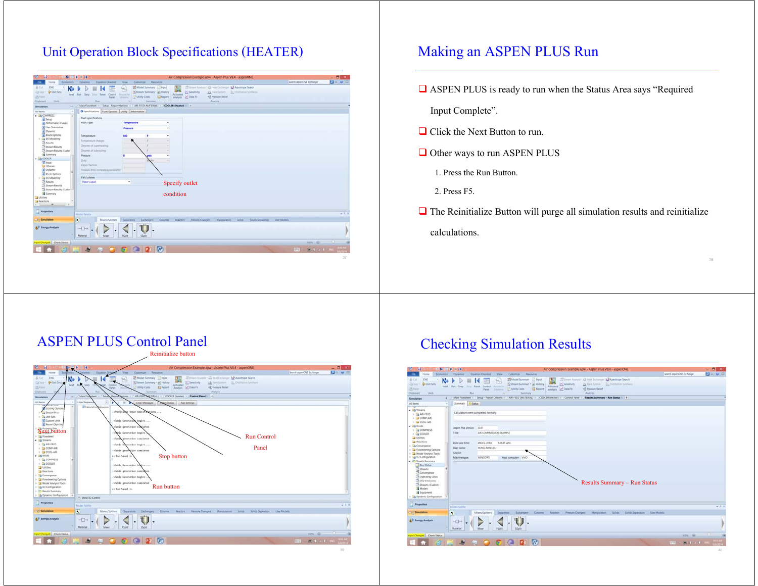## Unit Operation Block Specifications (HEATER)

Specify outlet condition

## Making an ASPEN PLUS Run

- ASPEN PLUS is ready to run when the Status Area says "Required Input Complete".
- Click the Next Button to run.
- Other ways to run ASPEN PLUS
  1. Press the Run Button.
  2. Press F5.
- The Reinitialize Button will purge all simulation results and reinitialize calculations.

## ASPEN PLUS Control Panel

Reinitialize button

Next button

Run Control Panel

Stop button

Run button

## Checking Simulation Results

Results Summary – Run Status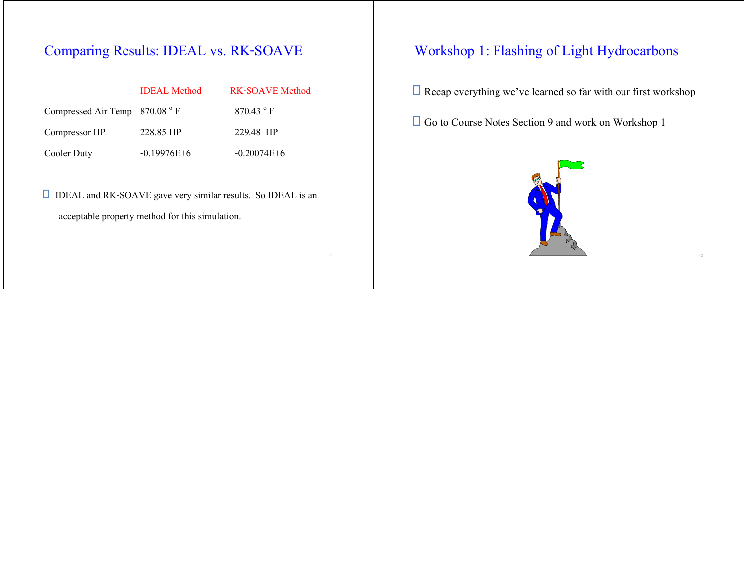## Comparing Results: IDEAL vs. RK-SOAVE

| | IDEAL Method | RK-SOAVE Method |
|---|---|---|
| Compressed Air Temp | 870.08 °F | 870.43 °F |
| Compressor HP | 228.85 HP | 229.48 HP |
| Cooler Duty | -0.19976E+6 | -0.20074E+6 |

- IDEAL and RK-SOAVE gave very similar results. So IDEAL is an acceptable property method for this simulation.

## Workshop 1: Flashing of Light Hydrocarbons

- Recap everything we've learned so far with our first workshop
- Go to Course Notes Section 9 and work on Workshop 1